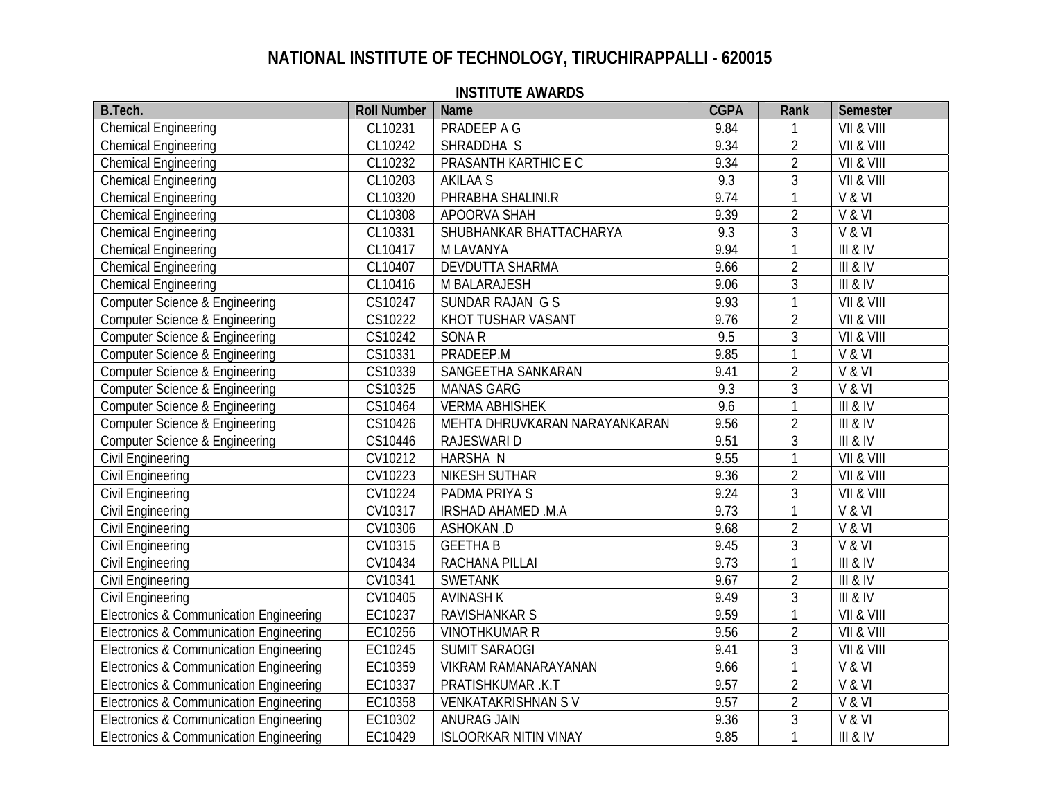# NATIONAL INSTITUTE OF TECHNOLOGY, TIRUCHIRAPPALLI - 620015

## INSTITUTE AWARDS

| B.Tech. | Roll Number | Name | CGPA | Rank | Semester |
|---|---|---|---|---|---|
| Chemical Engineering | CL10231 | PRADEEP A G | 9.84 | 1 | VII & VIII |
| Chemical Engineering | CL10242 | SHRADDHA S | 9.34 | 2 | VII & VIII |
| Chemical Engineering | CL10232 | PRASANTH KARTHIC E C | 9.34 | 2 | VII & VIII |
| Chemical Engineering | CL10203 | AKILAA S | 9.3 | 3 | VII & VIII |
| Chemical Engineering | CL10320 | PHRABHA SHALINI.R | 9.74 | 1 | V & VI |
| Chemical Engineering | CL10308 | APOORVA SHAH | 9.39 | 2 | V & VI |
| Chemical Engineering | CL10331 | SHUBHANKAR BHATTACHARYA | 9.3 | 3 | V & VI |
| Chemical Engineering | CL10417 | M LAVANYA | 9.94 | 1 | III & IV |
| Chemical Engineering | CL10407 | DEVDUTTA SHARMA | 9.66 | 2 | III & IV |
| Chemical Engineering | CL10416 | M BALARAJESH | 9.06 | 3 | III & IV |
| Computer Science & Engineering | CS10247 | SUNDAR RAJAN G S | 9.93 | 1 | VII & VIII |
| Computer Science & Engineering | CS10222 | KHOT TUSHAR VASANT | 9.76 | 2 | VII & VIII |
| Computer Science & Engineering | CS10242 | SONA R | 9.5 | 3 | VII & VIII |
| Computer Science & Engineering | CS10331 | PRADEEP.M | 9.85 | 1 | V & VI |
| Computer Science & Engineering | CS10339 | SANGEETHA SANKARAN | 9.41 | 2 | V & VI |
| Computer Science & Engineering | CS10325 | MANAS GARG | 9.3 | 3 | V & VI |
| Computer Science & Engineering | CS10464 | VERMA ABHISHEK | 9.6 | 1 | III & IV |
| Computer Science & Engineering | CS10426 | MEHTA DHRUVKARAN NARAYANKARAN | 9.56 | 2 | III & IV |
| Computer Science & Engineering | CS10446 | RAJESWARI D | 9.51 | 3 | III & IV |
| Civil Engineering | CV10212 | HARSHA N | 9.55 | 1 | VII & VIII |
| Civil Engineering | CV10223 | NIKESH SUTHAR | 9.36 | 2 | VII & VIII |
| Civil Engineering | CV10224 | PADMA PRIYA S | 9.24 | 3 | VII & VIII |
| Civil Engineering | CV10317 | IRSHAD AHAMED .M.A | 9.73 | 1 | V & VI |
| Civil Engineering | CV10306 | ASHOKAN .D | 9.68 | 2 | V & VI |
| Civil Engineering | CV10315 | GEETHA B | 9.45 | 3 | V & VI |
| Civil Engineering | CV10434 | RACHANA PILLAI | 9.73 | 1 | III & IV |
| Civil Engineering | CV10341 | SWETANK | 9.67 | 2 | III & IV |
| Civil Engineering | CV10405 | AVINASH K | 9.49 | 3 | III & IV |
| Electronics & Communication Engineering | EC10237 | RAVISHANKAR S | 9.59 | 1 | VII & VIII |
| Electronics & Communication Engineering | EC10256 | VINOTHKUMAR R | 9.56 | 2 | VII & VIII |
| Electronics & Communication Engineering | EC10245 | SUMIT SARAOGI | 9.41 | 3 | VII & VIII |
| Electronics & Communication Engineering | EC10359 | VIKRAM RAMANARAYANAN | 9.66 | 1 | V & VI |
| Electronics & Communication Engineering | EC10337 | PRATISHKUMAR .K.T | 9.57 | 2 | V & VI |
| Electronics & Communication Engineering | EC10358 | VENKATAKRISHNAN S V | 9.57 | 2 | V & VI |
| Electronics & Communication Engineering | EC10302 | ANURAG JAIN | 9.36 | 3 | V & VI |
| Electronics & Communication Engineering | EC10429 | ISLOORKAR NITIN VINAY | 9.85 | 1 | III & IV |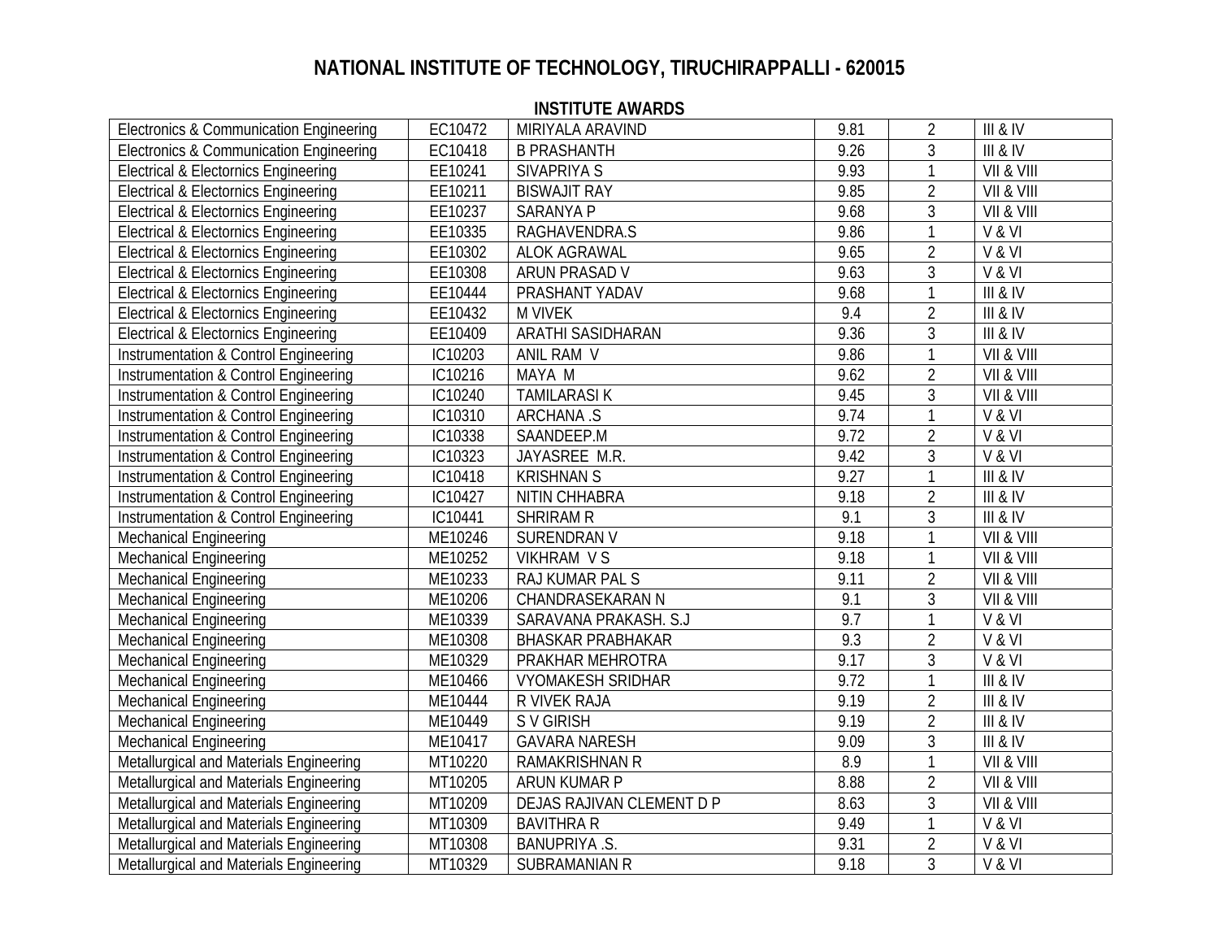# NATIONAL INSTITUTE OF TECHNOLOGY, TIRUCHIRAPPALLI - 620015

## INSTITUTE AWARDS

| | | | | | |
|---|---|---|---|---|---|
| Electronics & Communication Engineering | EC10472 | MIRIYALA ARAVIND | 9.81 | 2 | III & IV |
| Electronics & Communication Engineering | EC10418 | B PRASHANTH | 9.26 | 3 | III & IV |
| Electrical & Electorics Engineering | EE10241 | SIVAPRIYA S | 9.93 | 1 | VII & VIII |
| Electrical & Electorics Engineering | EE10211 | BISWAJIT RAY | 9.85 | 2 | VII & VIII |
| Electrical & Electorics Engineering | EE10237 | SARANYA P | 9.68 | 3 | VII & VIII |
| Electrical & Electorics Engineering | EE10335 | RAGHAVENDRA.S | 9.86 | 1 | V & VI |
| Electrical & Electorics Engineering | EE10302 | ALOK AGRAWAL | 9.65 | 2 | V & VI |
| Electrical & Electorics Engineering | EE10308 | ARUN PRASAD V | 9.63 | 3 | V & VI |
| Electrical & Electorics Engineering | EE10444 | PRASHANT YADAV | 9.68 | 1 | III & IV |
| Electrical & Electorics Engineering | EE10432 | M VIVEK | 9.4 | 2 | III & IV |
| Electrical & Electorics Engineering | EE10409 | ARATHI SASIDHARAN | 9.36 | 3 | III & IV |
| Instrumentation & Control Engineering | IC10203 | ANIL RAM V | 9.86 | 1 | VII & VIII |
| Instrumentation & Control Engineering | IC10216 | MAYA M | 9.62 | 2 | VII & VIII |
| Instrumentation & Control Engineering | IC10240 | TAMILARASI K | 9.45 | 3 | VII & VIII |
| Instrumentation & Control Engineering | IC10310 | ARCHANA .S | 9.74 | 1 | V & VI |
| Instrumentation & Control Engineering | IC10338 | SAANDEEP.M | 9.72 | 2 | V & VI |
| Instrumentation & Control Engineering | IC10323 | JAYASREE M.R. | 9.42 | 3 | V & VI |
| Instrumentation & Control Engineering | IC10418 | KRISHNAN S | 9.27 | 1 | III & IV |
| Instrumentation & Control Engineering | IC10427 | NITIN CHHABRA | 9.18 | 2 | III & IV |
| Instrumentation & Control Engineering | IC10441 | SHRIRAM R | 9.1 | 3 | III & IV |
| Mechanical Engineering | ME10246 | SURENDRAN V | 9.18 | 1 | VII & VIII |
| Mechanical Engineering | ME10252 | VIKHRAM V S | 9.18 | 1 | VII & VIII |
| Mechanical Engineering | ME10233 | RAJ KUMAR PAL S | 9.11 | 2 | VII & VIII |
| Mechanical Engineering | ME10206 | CHANDRASEKARAN N | 9.1 | 3 | VII & VIII |
| Mechanical Engineering | ME10339 | SARAVANA PRAKASH. S.J | 9.7 | 1 | V & VI |
| Mechanical Engineering | ME10308 | BHASKAR PRABHAKAR | 9.3 | 2 | V & VI |
| Mechanical Engineering | ME10329 | PRAKHAR MEHROTRA | 9.17 | 3 | V & VI |
| Mechanical Engineering | ME10466 | VYOMAKESH SRIDHAR | 9.72 | 1 | III & IV |
| Mechanical Engineering | ME10444 | R VIVEK RAJA | 9.19 | 2 | III & IV |
| Mechanical Engineering | ME10449 | S V GIRISH | 9.19 | 2 | III & IV |
| Mechanical Engineering | ME10417 | GAVARA NARESH | 9.09 | 3 | III & IV |
| Metallurgical and Materials Engineering | MT10220 | RAMAKRISHNAN R | 8.9 | 1 | VII & VIII |
| Metallurgical and Materials Engineering | MT10205 | ARUN KUMAR P | 8.88 | 2 | VII & VIII |
| Metallurgical and Materials Engineering | MT10209 | DEJAS RAJIVAN CLEMENT D P | 8.63 | 3 | VII & VIII |
| Metallurgical and Materials Engineering | MT10309 | BAVITHRA R | 9.49 | 1 | V & VI |
| Metallurgical and Materials Engineering | MT10308 | BANUPRIYA .S. | 9.31 | 2 | V & VI |
| Metallurgical and Materials Engineering | MT10329 | SUBRAMANIAN R | 9.18 | 3 | V & VI |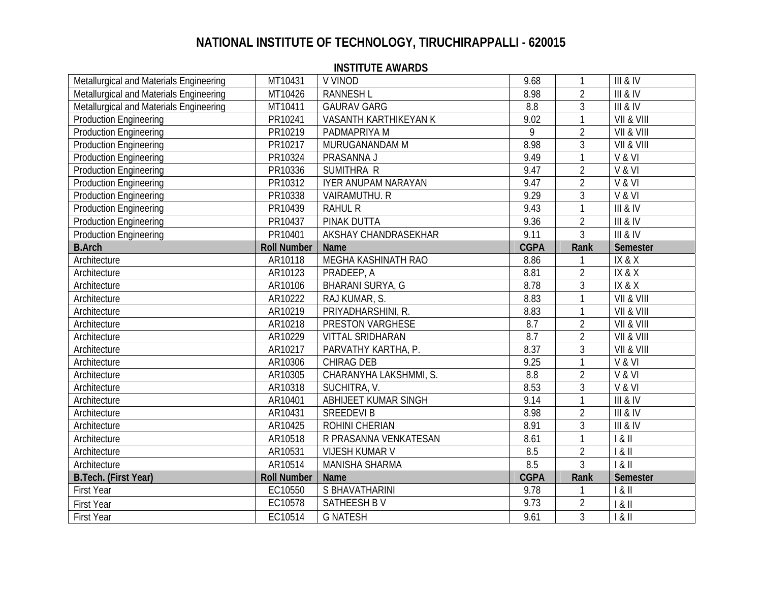# NATIONAL INSTITUTE OF TECHNOLOGY, TIRUCHIRAPPALLI - 620015

## INSTITUTE AWARDS

| | | | | | |
|---|---|---|---|---|---|
| Metallurgical and Materials Engineering | MT10431 | V VINOD | 9.68 | 1 | III & IV |
| Metallurgical and Materials Engineering | MT10426 | RANNESH L | 8.98 | 2 | III & IV |
| Metallurgical and Materials Engineering | MT10411 | GAURAV GARG | 8.8 | 3 | III & IV |
| Production Engineering | PR10241 | VASANTH KARTHIKEYAN K | 9.02 | 1 | VII & VIII |
| Production Engineering | PR10219 | PADMAPRIYA M | 9 | 2 | VII & VIII |
| Production Engineering | PR10217 | MURUGANANDAM M | 8.98 | 3 | VII & VIII |
| Production Engineering | PR10324 | PRASANNA J | 9.49 | 1 | V & VI |
| Production Engineering | PR10336 | SUMITHRA R | 9.47 | 2 | V & VI |
| Production Engineering | PR10312 | IYER ANUPAM NARAYAN | 9.47 | 2 | V & VI |
| Production Engineering | PR10338 | VAIRAMUTHU. R | 9.29 | 3 | V & VI |
| Production Engineering | PR10439 | RAHUL R | 9.43 | 1 | III & IV |
| Production Engineering | PR10437 | PINAK DUTTA | 9.36 | 2 | III & IV |
| Production Engineering | PR10401 | AKSHAY CHANDRASEKHAR | 9.11 | 3 | III & IV |
| **B.Arch** | **Roll Number** | **Name** | **CGPA** | **Rank** | **Semester** |
| Architecture | AR10118 | MEGHA KASHINATH RAO | 8.86 | 1 | IX & X |
| Architecture | AR10123 | PRADEEP, A | 8.81 | 2 | IX & X |
| Architecture | AR10106 | BHARANI SURYA, G | 8.78 | 3 | IX & X |
| Architecture | AR10222 | RAJ KUMAR, S. | 8.83 | 1 | VII & VIII |
| Architecture | AR10219 | PRIYADHARSHINI, R. | 8.83 | 1 | VII & VIII |
| Architecture | AR10218 | PRESTON VARGHESE | 8.7 | 2 | VII & VIII |
| Architecture | AR10229 | VITTAL SRIDHARAN | 8.7 | 2 | VII & VIII |
| Architecture | AR10217 | PARVATHY KARTHA, P. | 8.37 | 3 | VII & VIII |
| Architecture | AR10306 | CHIRAG DEB | 9.25 | 1 | V & VI |
| Architecture | AR10305 | CHARANYHA LAKSHMMI, S. | 8.8 | 2 | V & VI |
| Architecture | AR10318 | SUCHITRA, V. | 8.53 | 3 | V & VI |
| Architecture | AR10401 | ABHIJEET KUMAR SINGH | 9.14 | 1 | III & IV |
| Architecture | AR10431 | SREEDEVI B | 8.98 | 2 | III & IV |
| Architecture | AR10425 | ROHINI CHERIAN | 8.91 | 3 | III & IV |
| Architecture | AR10518 | R PRASANNA VENKATESAN | 8.61 | 1 | I & II |
| Architecture | AR10531 | VIJESH KUMAR V | 8.5 | 2 | I & II |
| Architecture | AR10514 | MANISHA SHARMA | 8.5 | 3 | I & II |
| **B.Tech. (First Year)** | **Roll Number** | **Name** | **CGPA** | **Rank** | **Semester** |
| First Year | EC10550 | S BHAVATHARINI | 9.78 | 1 | I & II |
| First Year | EC10578 | SATHEESH B V | 9.73 | 2 | I & II |
| First Year | EC10514 | G NATESH | 9.61 | 3 | I & II |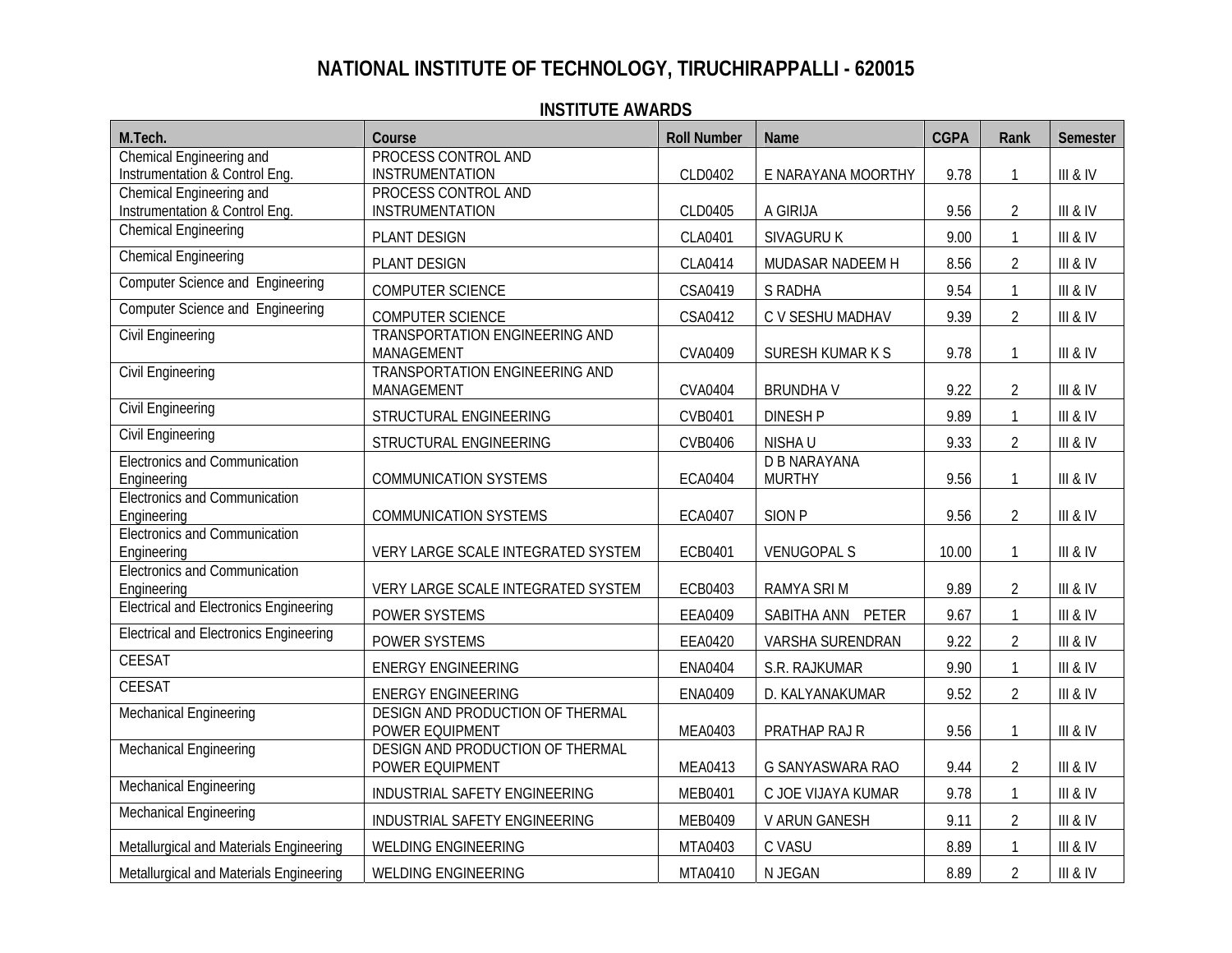# NATIONAL INSTITUTE OF TECHNOLOGY, TIRUCHIRAPPALLI - 620015

## INSTITUTE AWARDS

| M.Tech. | Course | Roll Number | Name | CGPA | Rank | Semester |
|---|---|---|---|---|---|---|
| Chemical Engineering and Instrumentation & Control Eng. | PROCESS CONTROL AND INSTRUMENTATION | CLD0402 | E NARAYANA MOORTHY | 9.78 | 1 | III & IV |
| Chemical Engineering and Instrumentation & Control Eng. | PROCESS CONTROL AND INSTRUMENTATION | CLD0405 | A GIRIJA | 9.56 | 2 | III & IV |
| Chemical Engineering | PLANT DESIGN | CLA0401 | SIVAGURU K | 9.00 | 1 | III & IV |
| Chemical Engineering | PLANT DESIGN | CLA0414 | MUDASAR NADEEM H | 8.56 | 2 | III & IV |
| Computer Science and Engineering | COMPUTER SCIENCE | CSA0419 | S RADHA | 9.54 | 1 | III & IV |
| Computer Science and Engineering | COMPUTER SCIENCE | CSA0412 | C V SESHU MADHAV | 9.39 | 2 | III & IV |
| Civil Engineering | TRANSPORTATION ENGINEERING AND MANAGEMENT | CVA0409 | SURESH KUMAR K S | 9.78 | 1 | III & IV |
| Civil Engineering | TRANSPORTATION ENGINEERING AND MANAGEMENT | CVA0404 | BRUNDHA V | 9.22 | 2 | III & IV |
| Civil Engineering | STRUCTURAL ENGINEERING | CVB0401 | DINESH P | 9.89 | 1 | III & IV |
| Civil Engineering | STRUCTURAL ENGINEERING | CVB0406 | NISHA U | 9.33 | 2 | III & IV |
| Electronics and Communication Engineering | COMMUNICATION SYSTEMS | ECA0404 | D B NARAYANA MURTHY | 9.56 | 1 | III & IV |
| Electronics and Communication Engineering | COMMUNICATION SYSTEMS | ECA0407 | SION P | 9.56 | 2 | III & IV |
| Electronics and Communication Engineering | VERY LARGE SCALE INTEGRATED SYSTEM | ECB0401 | VENUGOPAL S | 10.00 | 1 | III & IV |
| Electronics and Communication Engineering | VERY LARGE SCALE INTEGRATED SYSTEM | ECB0403 | RAMYA SRI M | 9.89 | 2 | III & IV |
| Electrical and Electronics Engineering | POWER SYSTEMS | EEA0409 | SABITHA ANN PETER | 9.67 | 1 | III & IV |
| Electrical and Electronics Engineering | POWER SYSTEMS | EEA0420 | VARSHA SURENDRAN | 9.22 | 2 | III & IV |
| CEESAT | ENERGY ENGINEERING | ENA0404 | S.R. RAJKUMAR | 9.90 | 1 | III & IV |
| CEESAT | ENERGY ENGINEERING | ENA0409 | D. KALYANAKUMAR | 9.52 | 2 | III & IV |
| Mechanical Engineering | DESIGN AND PRODUCTION OF THERMAL POWER EQUIPMENT | MEA0403 | PRATHAP RAJ R | 9.56 | 1 | III & IV |
| Mechanical Engineering | DESIGN AND PRODUCTION OF THERMAL POWER EQUIPMENT | MEA0413 | G SANYASWARA RAO | 9.44 | 2 | III & IV |
| Mechanical Engineering | INDUSTRIAL SAFETY ENGINEERING | MEB0401 | C JOE VIJAYA KUMAR | 9.78 | 1 | III & IV |
| Mechanical Engineering | INDUSTRIAL SAFETY ENGINEERING | MEB0409 | V ARUN GANESH | 9.11 | 2 | III & IV |
| Metallurgical and Materials Engineering | WELDING ENGINEERING | MTA0403 | C VASU | 8.89 | 1 | III & IV |
| Metallurgical and Materials Engineering | WELDING ENGINEERING | MTA0410 | N JEGAN | 8.89 | 2 | III & IV |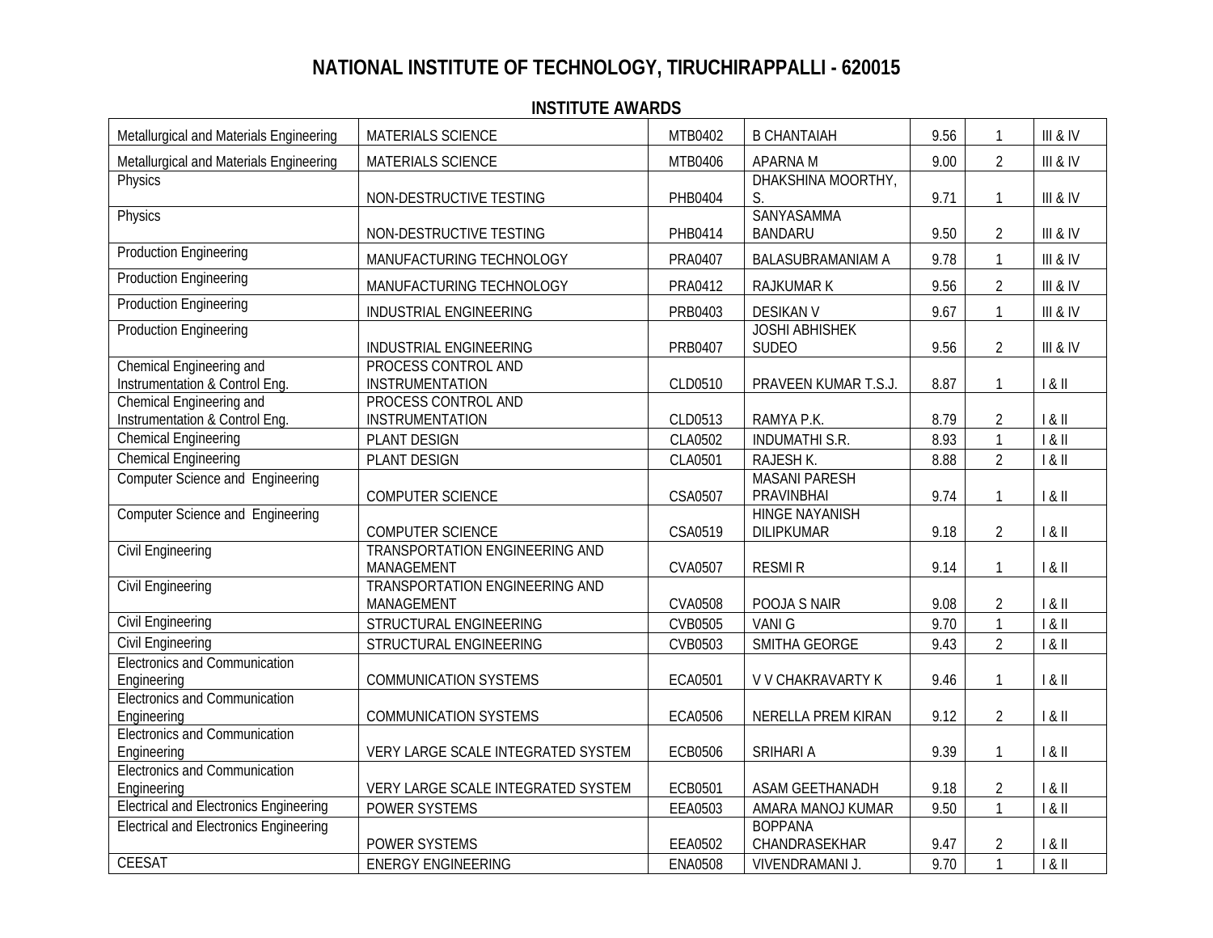# NATIONAL INSTITUTE OF TECHNOLOGY, TIRUCHIRAPPALLI - 620015

## INSTITUTE AWARDS

| | | | | | | |
|---|---|---|---|---|---|---|
| Metallurgical and Materials Engineering | MATERIALS SCIENCE | MTB0402 | B CHANTAIAH | 9.56 | 1 | III & IV |
| Metallurgical and Materials Engineering | MATERIALS SCIENCE | MTB0406 | APARNA M | 9.00 | 2 | III & IV |
| Physics | NON-DESTRUCTIVE TESTING | PHB0404 | DHAKSHINA MOORTHY, S. | 9.71 | 1 | III & IV |
| Physics | NON-DESTRUCTIVE TESTING | PHB0414 | SANYASAMMA BANDARU | 9.50 | 2 | III & IV |
| Production Engineering | MANUFACTURING TECHNOLOGY | PRA0407 | BALASUBRAMANIAM A | 9.78 | 1 | III & IV |
| Production Engineering | MANUFACTURING TECHNOLOGY | PRA0412 | RAJKUMAR K | 9.56 | 2 | III & IV |
| Production Engineering | INDUSTRIAL ENGINEERING | PRB0403 | DESIKAN V | 9.67 | 1 | III & IV |
| Production Engineering | INDUSTRIAL ENGINEERING | PRB0407 | JOSHI ABHISHEK SUDEO | 9.56 | 2 | III & IV |
| Chemical Engineering and Instrumentation & Control Eng. | PROCESS CONTROL AND INSTRUMENTATION | CLD0510 | PRAVEEN KUMAR T.S.J. | 8.87 | 1 | I & II |
| Chemical Engineering and Instrumentation & Control Eng. | PROCESS CONTROL AND INSTRUMENTATION | CLD0513 | RAMYA P.K. | 8.79 | 2 | I & II |
| Chemical Engineering | PLANT DESIGN | CLA0502 | INDUMATHI S.R. | 8.93 | 1 | I & II |
| Chemical Engineering | PLANT DESIGN | CLA0501 | RAJESH K. | 8.88 | 2 | I & II |
| Computer Science and Engineering | COMPUTER SCIENCE | CSA0507 | MASANI PARESH PRAVINBHAI | 9.74 | 1 | I & II |
| Computer Science and Engineering | COMPUTER SCIENCE | CSA0519 | HINGE NAYANISH DILIPKUMAR | 9.18 | 2 | I & II |
| Civil Engineering | TRANSPORTATION ENGINEERING AND MANAGEMENT | CVA0507 | RESMI R | 9.14 | 1 | I & II |
| Civil Engineering | TRANSPORTATION ENGINEERING AND MANAGEMENT | CVA0508 | POOJA S NAIR | 9.08 | 2 | I & II |
| Civil Engineering | STRUCTURAL ENGINEERING | CVB0505 | VANI G | 9.70 | 1 | I & II |
| Civil Engineering | STRUCTURAL ENGINEERING | CVB0503 | SMITHA GEORGE | 9.43 | 2 | I & II |
| Electronics and Communication Engineering | COMMUNICATION SYSTEMS | ECA0501 | V V CHAKRAVARTY K | 9.46 | 1 | I & II |
| Electronics and Communication Engineering | COMMUNICATION SYSTEMS | ECA0506 | NERELLA PREM KIRAN | 9.12 | 2 | I & II |
| Electronics and Communication Engineering | VERY LARGE SCALE INTEGRATED SYSTEM | ECB0506 | SRIHARI A | 9.39 | 1 | I & II |
| Electronics and Communication Engineering | VERY LARGE SCALE INTEGRATED SYSTEM | ECB0501 | ASAM GEETHANADH | 9.18 | 2 | I & II |
| Electrical and Electronics Engineering | POWER SYSTEMS | EEA0503 | AMARA MANOJ KUMAR | 9.50 | 1 | I & II |
| Electrical and Electronics Engineering | POWER SYSTEMS | EEA0502 | BOPPANA CHANDRASEKHAR | 9.47 | 2 | I & II |
| CEESAT | ENERGY ENGINEERING | ENA0508 | VIVENDRAMANI J. | 9.70 | 1 | I & II |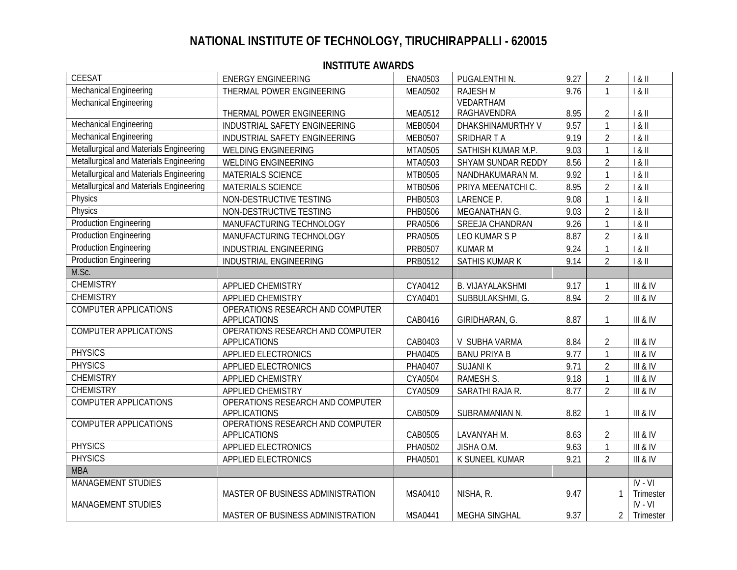# NATIONAL INSTITUTE OF TECHNOLOGY, TIRUCHIRAPPALLI - 620015

## INSTITUTE AWARDS

| | | | | | | |
|---|---|---|---|---|---|---|
| CEESAT | ENERGY ENGINEERING | ENA0503 | PUGALENTHI N. | 9.27 | 2 | I & II |
| Mechanical Engineering | THERMAL POWER ENGINEERING | MEA0502 | RAJESH M | 9.76 | 1 | I & II |
| Mechanical Engineering | THERMAL POWER ENGINEERING | MEA0512 | VEDARTHAM RAGHAVENDRA | 8.95 | 2 | I & II |
| Mechanical Engineering | INDUSTRIAL SAFETY ENGINEERING | MEB0504 | DHAKSHINAMURTHY V | 9.57 | 1 | I & II |
| Mechanical Engineering | INDUSTRIAL SAFETY ENGINEERING | MEB0507 | SRIDHAR T A | 9.19 | 2 | I & II |
| Metallurgical and Materials Engineering | WELDING ENGINEERING | MTA0505 | SATHISH KUMAR M.P. | 9.03 | 1 | I & II |
| Metallurgical and Materials Engineering | WELDING ENGINEERING | MTA0503 | SHYAM SUNDAR REDDY | 8.56 | 2 | I & II |
| Metallurgical and Materials Engineering | MATERIALS SCIENCE | MTB0505 | NANDHAKUMARAN M. | 9.92 | 1 | I & II |
| Metallurgical and Materials Engineering | MATERIALS SCIENCE | MTB0506 | PRIYA MEENATCHI C. | 8.95 | 2 | I & II |
| Physics | NON-DESTRUCTIVE TESTING | PHB0503 | LARENCE P. | 9.08 | 1 | I & II |
| Physics | NON-DESTRUCTIVE TESTING | PHB0506 | MEGANATHAN G. | 9.03 | 2 | I & II |
| Production Engineering | MANUFACTURING TECHNOLOGY | PRA0506 | SREEJA CHANDRAN | 9.26 | 1 | I & II |
| Production Engineering | MANUFACTURING TECHNOLOGY | PRA0505 | LEO KUMAR S P | 8.87 | 2 | I & II |
| Production Engineering | INDUSTRIAL ENGINEERING | PRB0507 | KUMAR M | 9.24 | 1 | I & II |
| Production Engineering | INDUSTRIAL ENGINEERING | PRB0512 | SATHIS KUMAR K | 9.14 | 2 | I & II |
| M.Sc. | | | | | | |
| CHEMISTRY | APPLIED CHEMISTRY | CYA0412 | B. VIJAYALAKSHMI | 9.17 | 1 | III & IV |
| CHEMISTRY | APPLIED CHEMISTRY | CYA0401 | SUBBULAKSHMI, G. | 8.94 | 2 | III & IV |
| COMPUTER APPLICATIONS | OPERATIONS RESEARCH AND COMPUTER APPLICATIONS | CAB0416 | GIRIDHARAN, G. | 8.87 | 1 | III & IV |
| COMPUTER APPLICATIONS | OPERATIONS RESEARCH AND COMPUTER APPLICATIONS | CAB0403 | V SUBHA VARMA | 8.84 | 2 | III & IV |
| PHYSICS | APPLIED ELECTRONICS | PHA0405 | BANU PRIYA B | 9.77 | 1 | III & IV |
| PHYSICS | APPLIED ELECTRONICS | PHA0407 | SUJANI K | 9.71 | 2 | III & IV |
| CHEMISTRY | APPLIED CHEMISTRY | CYA0504 | RAMESH S. | 9.18 | 1 | III & IV |
| CHEMISTRY | APPLIED CHEMISTRY | CYA0509 | SARATHI RAJA R. | 8.77 | 2 | III & IV |
| COMPUTER APPLICATIONS | OPERATIONS RESEARCH AND COMPUTER APPLICATIONS | CAB0509 | SUBRAMANIAN N. | 8.82 | 1 | III & IV |
| COMPUTER APPLICATIONS | OPERATIONS RESEARCH AND COMPUTER APPLICATIONS | CAB0505 | LAVANYAH M. | 8.63 | 2 | III & IV |
| PHYSICS | APPLIED ELECTRONICS | PHA0502 | JISHA O.M. | 9.63 | 1 | III & IV |
| PHYSICS | APPLIED ELECTRONICS | PHA0501 | K SUNEEL KUMAR | 9.21 | 2 | III & IV |
| MBA | | | | | | |
| MANAGEMENT STUDIES | MASTER OF BUSINESS ADMINISTRATION | MSA0410 | NISHA, R. | 9.47 | 1 | IV - VI Trimester |
| MANAGEMENT STUDIES | MASTER OF BUSINESS ADMINISTRATION | MSA0441 | MEGHA SINGHAL | 9.37 | 2 | IV - VI Trimester |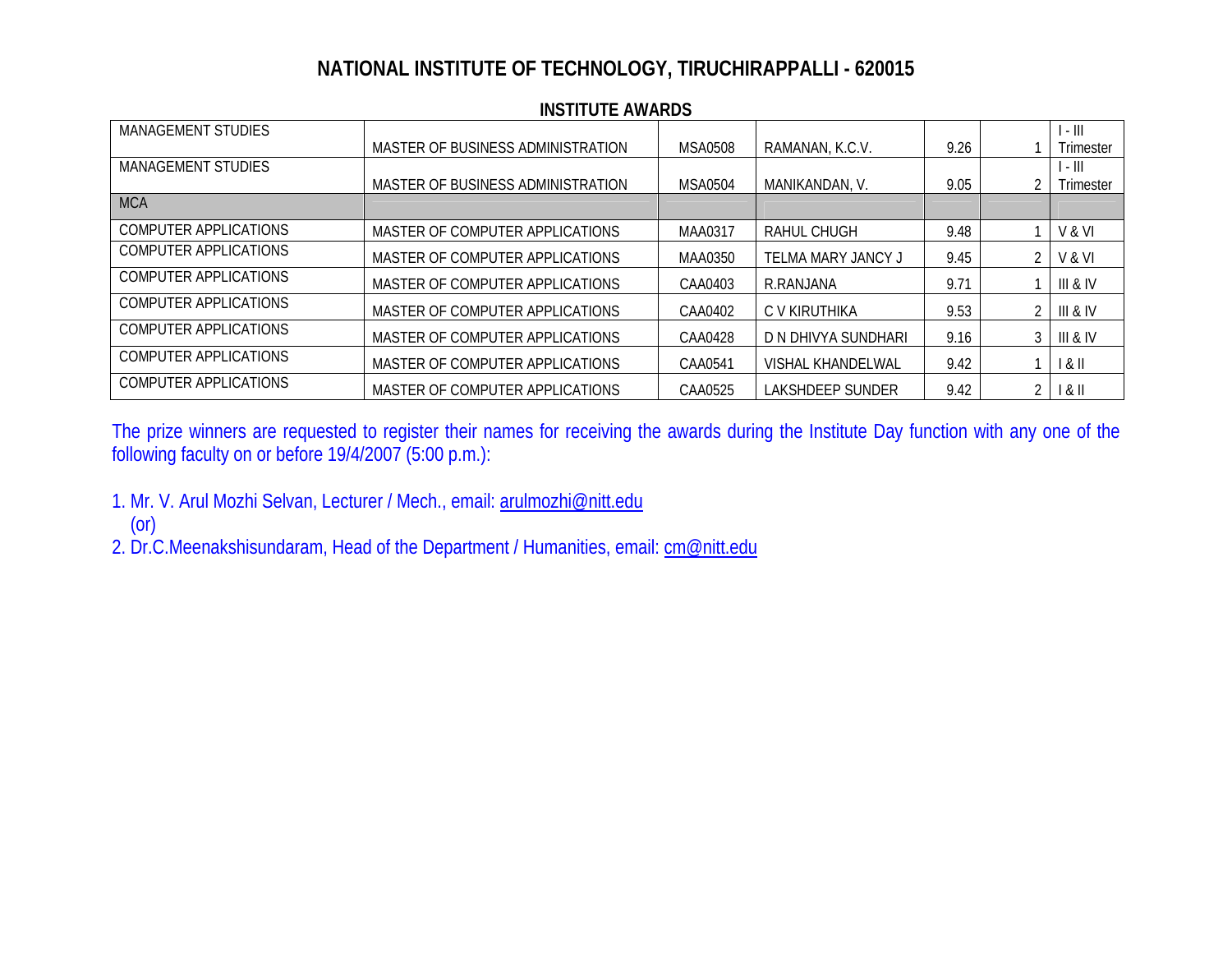# NATIONAL INSTITUTE OF TECHNOLOGY, TIRUCHIRAPPALLI - 620015

## INSTITUTE AWARDS

| | | | | | | |
|---|---|---|---|---|---|---|
| MANAGEMENT STUDIES | MASTER OF BUSINESS ADMINISTRATION | MSA0508 | RAMANAN, K.C.V. | 9.26 | 1 | I - III Trimester |
| MANAGEMENT STUDIES | MASTER OF BUSINESS ADMINISTRATION | MSA0504 | MANIKANDAN, V. | 9.05 | 2 | I - III Trimester |
| MCA | | | | | | |
| COMPUTER APPLICATIONS | MASTER OF COMPUTER APPLICATIONS | MAA0317 | RAHUL CHUGH | 9.48 | 1 | V & VI |
| COMPUTER APPLICATIONS | MASTER OF COMPUTER APPLICATIONS | MAA0350 | TELMA MARY JANCY J | 9.45 | 2 | V & VI |
| COMPUTER APPLICATIONS | MASTER OF COMPUTER APPLICATIONS | CAA0403 | R.RANJANA | 9.71 | 1 | III & IV |
| COMPUTER APPLICATIONS | MASTER OF COMPUTER APPLICATIONS | CAA0402 | C V KIRUTHIKA | 9.53 | 2 | III & IV |
| COMPUTER APPLICATIONS | MASTER OF COMPUTER APPLICATIONS | CAA0428 | D N DHIVYA SUNDHARI | 9.16 | 3 | III & IV |
| COMPUTER APPLICATIONS | MASTER OF COMPUTER APPLICATIONS | CAA0541 | VISHAL KHANDELWAL | 9.42 | 1 | I & II |
| COMPUTER APPLICATIONS | MASTER OF COMPUTER APPLICATIONS | CAA0525 | LAKSHDEEP SUNDER | 9.42 | 2 | I & II |

The prize winners are requested to register their names for receiving the awards during the Institute Day function with any one of the following faculty on or before 19/4/2007 (5:00 p.m.):

1. Mr. V. Arul Mozhi Selvan, Lecturer / Mech., email: arulmozhi@nitt.edu
   (or)
2. Dr.C.Meenakshisundaram, Head of the Department / Humanities, email: cm@nitt.edu